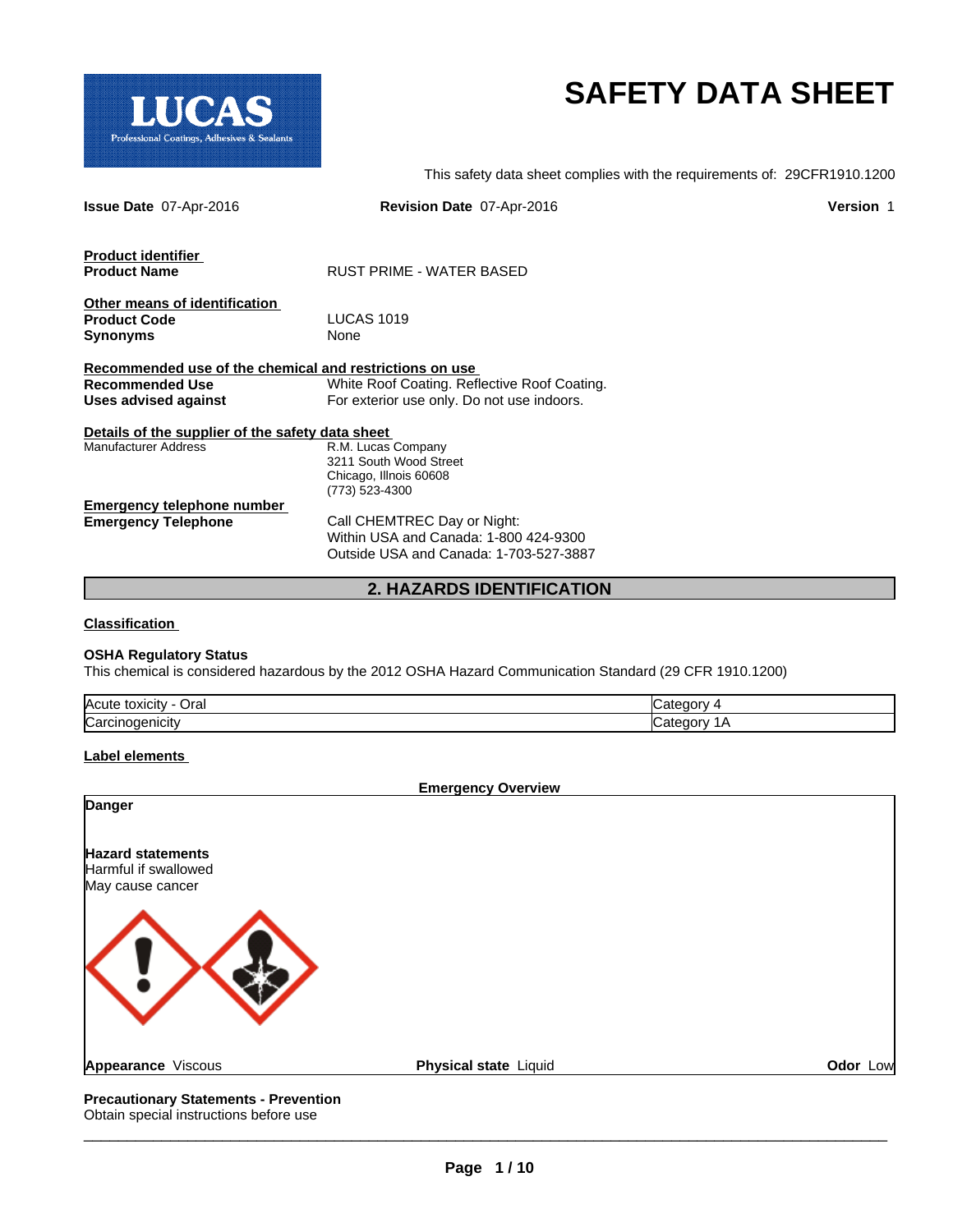**LUCAS**
Professional Coatings, Adhesives & Sealants

# SAFETY DATA SHEET

This safety data sheet complies with the requirements of: 29CFR1910.1200

**Issue Date** 07-Apr-2016 **Revision Date** 07-Apr-2016 **Version** 1

**Product identifier**

| | |
|---|---|
| **Product Name** | RUST PRIME - WATER BASED |

**Other means of identification**

| | |
|---|---|
| **Product Code** | LUCAS 1019 |
| **Synonyms** | None |

**Recommended use of the chemical and restrictions on use**

| | |
|---|---|
| **Recommended Use** | White Roof Coating. Reflective Roof Coating. |
| **Uses advised against** | For exterior use only. Do not use indoors. |

**Details of the supplier of the safety data sheet**

Manufacturer Address
R.M. Lucas Company
3211 South Wood Street
Chicago, Illnois 60608
(773) 523-4300

**Emergency telephone number**

**Emergency Telephone**
Call CHEMTREC Day or Night:
Within USA and Canada: 1-800 424-9300
Outside USA and Canada: 1-703-527-3887

## 2. HAZARDS IDENTIFICATION

**Classification**

**OSHA Regulatory Status**
This chemical is considered hazardous by the 2012 OSHA Hazard Communication Standard (29 CFR 1910.1200)

| | |
|---|---|
| Acute toxicity - Oral | Category 4 |
| Carcinogenicity | Category 1A |

**Label elements**

**Emergency Overview**

**Danger**

**Hazard statements**
Harmful if swallowed
May cause cancer

**Appearance** Viscous **Physical state** Liquid **Odor** Low

**Precautionary Statements - Prevention**
Obtain special instructions before use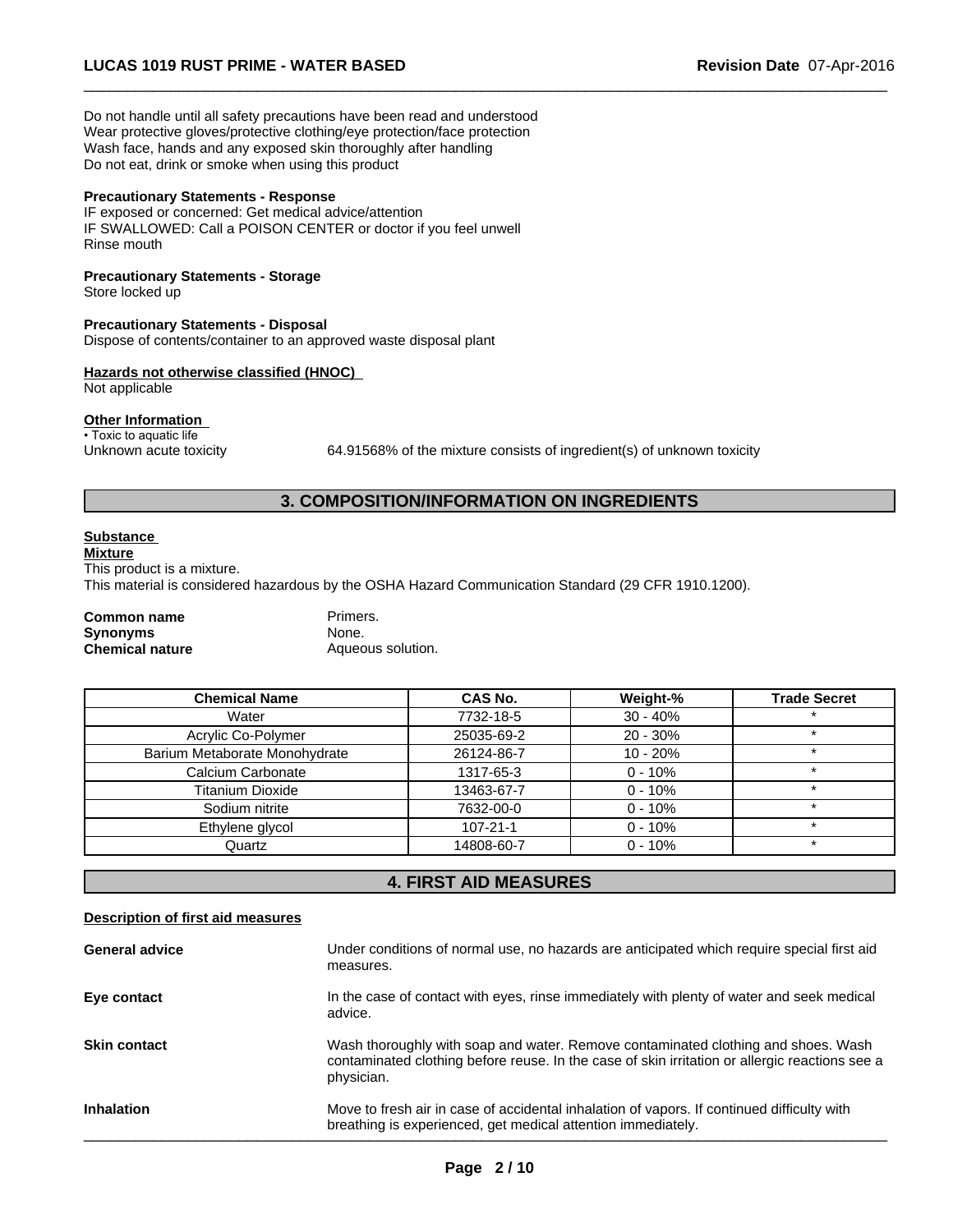Do not handle until all safety precautions have been read and understood
Wear protective gloves/protective clothing/eye protection/face protection
Wash face, hands and any exposed skin thoroughly after handling
Do not eat, drink or smoke when using this product

**Precautionary Statements - Response**
IF exposed or concerned: Get medical advice/attention
IF SWALLOWED: Call a POISON CENTER or doctor if you feel unwell
Rinse mouth

**Precautionary Statements - Storage**
Store locked up

**Precautionary Statements - Disposal**
Dispose of contents/container to an approved waste disposal plant

**Hazards not otherwise classified (HNOC)**
Not applicable

**Other Information**
• Toxic to aquatic life
Unknown acute toxicity 64.91568% of the mixture consists of ingredient(s) of unknown toxicity

## 3. COMPOSITION/INFORMATION ON INGREDIENTS

**Substance**
**Mixture**
This product is a mixture.
This material is considered hazardous by the OSHA Hazard Communication Standard (29 CFR 1910.1200).

**Common name** Primers.
**Synonyms** None.
**Chemical nature** Aqueous solution.

| Chemical Name | CAS No. | Weight-% | Trade Secret |
|---|---|---|---|
| Water | 7732-18-5 | 30 - 40% | * |
| Acrylic Co-Polymer | 25035-69-2 | 20 - 30% | * |
| Barium Metaborate Monohydrate | 26124-86-7 | 10 - 20% | * |
| Calcium Carbonate | 1317-65-3 | 0 - 10% | * |
| Titanium Dioxide | 13463-67-7 | 0 - 10% | * |
| Sodium nitrite | 7632-00-0 | 0 - 10% | * |
| Ethylene glycol | 107-21-1 | 0 - 10% | * |
| Quartz | 14808-60-7 | 0 - 10% | * |

## 4. FIRST AID MEASURES

**Description of first aid measures**

**General advice** Under conditions of normal use, no hazards are anticipated which require special first aid measures.

**Eye contact** In the case of contact with eyes, rinse immediately with plenty of water and seek medical advice.

**Skin contact** Wash thoroughly with soap and water. Remove contaminated clothing and shoes. Wash contaminated clothing before reuse. In the case of skin irritation or allergic reactions see a physician.

**Inhalation** Move to fresh air in case of accidental inhalation of vapors. If continued difficulty with breathing is experienced, get medical attention immediately.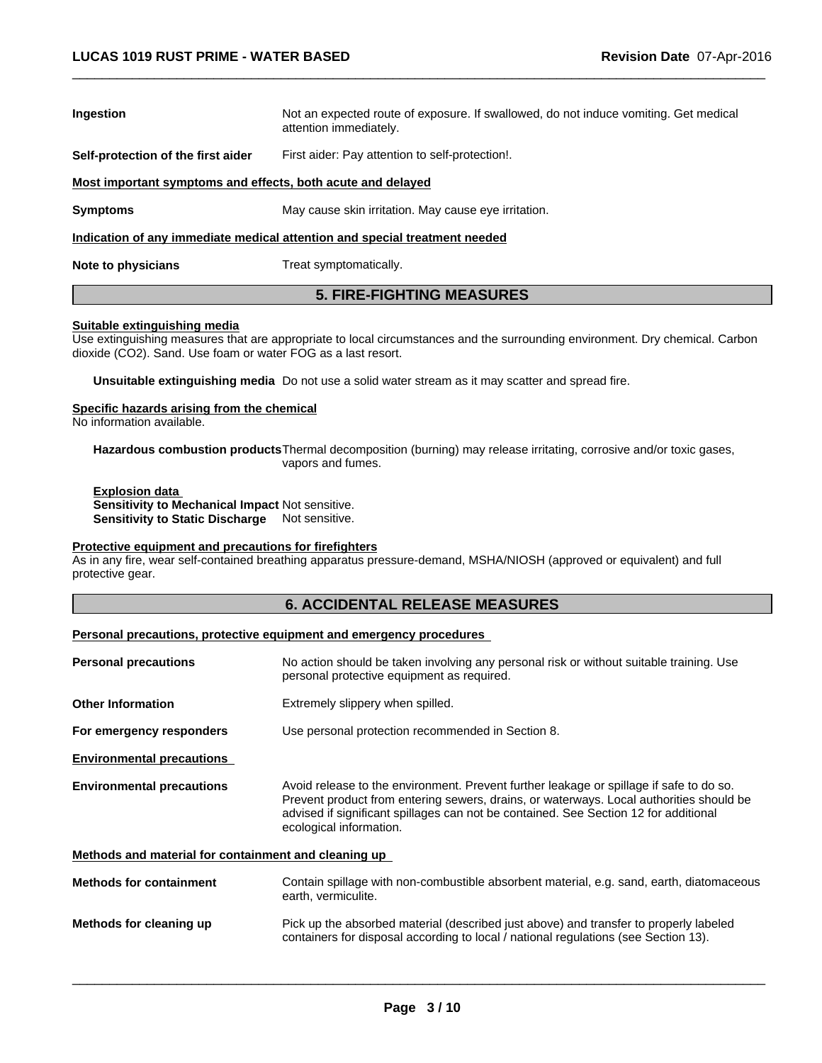**Ingestion** Not an expected route of exposure. If swallowed, do not induce vomiting. Get medical attention immediately.

**Self-protection of the first aider** First aider: Pay attention to self-protection!.

**Most important symptoms and effects, both acute and delayed**

**Symptoms** May cause skin irritation. May cause eye irritation.

**Indication of any immediate medical attention and special treatment needed**

**Note to physicians** Treat symptomatically.

## 5. FIRE-FIGHTING MEASURES

**Suitable extinguishing media**

Use extinguishing measures that are appropriate to local circumstances and the surrounding environment. Dry chemical. Carbon dioxide ($CO_2$). Sand. Use foam or water FOG as a last resort.

**Unsuitable extinguishing media** Do not use a solid water stream as it may scatter and spread fire.

**Specific hazards arising from the chemical**

No information available.

**Hazardous combustion products** Thermal decomposition (burning) may release irritating, corrosive and/or toxic gases, vapors and fumes.

**Explosion data**

**Sensitivity to Mechanical Impact** Not sensitive.

**Sensitivity to Static Discharge** Not sensitive.

**Protective equipment and precautions for firefighters**

As in any fire, wear self-contained breathing apparatus pressure-demand, MSHA/NIOSH (approved or equivalent) and full protective gear.

## 6. ACCIDENTAL RELEASE MEASURES

**Personal precautions, protective equipment and emergency procedures**

**Personal precautions** No action should be taken involving any personal risk or without suitable training. Use personal protective equipment as required.

**Other Information** Extremely slippery when spilled.

**For emergency responders** Use personal protection recommended in Section 8.

**Environmental precautions**

**Environmental precautions** Avoid release to the environment. Prevent further leakage or spillage if safe to do so. Prevent product from entering sewers, drains, or waterways. Local authorities should be advised if significant spillages can not be contained. See Section 12 for additional ecological information.

**Methods and material for containment and cleaning up**

**Methods for containment** Contain spillage with non-combustible absorbent material, e.g. sand, earth, diatomaceous earth, vermiculite.

**Methods for cleaning up** Pick up the absorbed material (described just above) and transfer to properly labeled containers for disposal according to local / national regulations (see Section 13).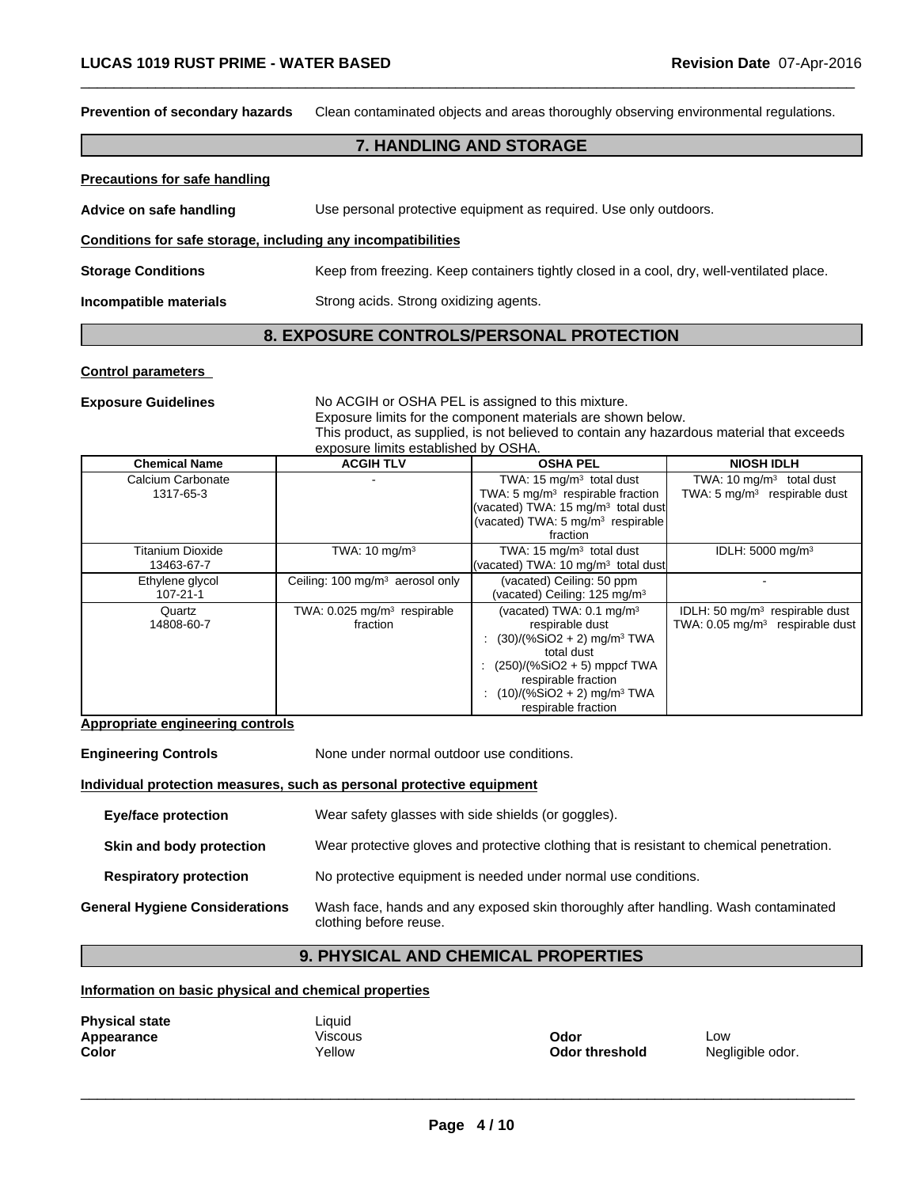**Prevention of secondary hazards** Clean contaminated objects and areas thoroughly observing environmental regulations.

## 7. HANDLING AND STORAGE

**Precautions for safe handling**

**Advice on safe handling** Use personal protective equipment as required. Use only outdoors.

**Conditions for safe storage, including any incompatibilities**

**Storage Conditions** Keep from freezing. Keep containers tightly closed in a cool, dry, well-ventilated place.

**Incompatible materials** Strong acids. Strong oxidizing agents.

## 8. EXPOSURE CONTROLS/PERSONAL PROTECTION

**Control parameters**

**Exposure Guidelines** No ACGIH or OSHA PEL is assigned to this mixture.
Exposure limits for the component materials are shown below.
This product, as supplied, is not believed to contain any hazardous material that exceeds exposure limits established by OSHA.

| Chemical Name | ACGIH TLV | OSHA PEL | NIOSH IDLH |
|---|---|---|---|
| Calcium Carbonate 1317-65-3 | - | TWA: 15 mg/m³ total dust TWA: 5 mg/m³ respirable fraction (vacated) TWA: 15 mg/m³ total dust (vacated) TWA: 5 mg/m³ respirable fraction | TWA: 10 mg/m³ total dust TWA: 5 mg/m³ respirable dust |
| Titanium Dioxide 13463-67-7 | TWA: 10 mg/m³ | TWA: 15 mg/m³ total dust (vacated) TWA: 10 mg/m³ total dust | IDLH: 5000 mg/m³ |
| Ethylene glycol 107-21-1 | Ceiling: 100 mg/m³ aerosol only | (vacated) Ceiling: 50 ppm (vacated) Ceiling: 125 mg/m³ | - |
| Quartz 14808-60-7 | TWA: 0.025 mg/m³ respirable fraction | (vacated) TWA: 0.1 mg/m³ respirable dust : (30)/(%SiO2 + 2) mg/m³ TWA total dust : (250)/(%SiO2 + 5) mppcf TWA respirable fraction : (10)/(%SiO2 + 2) mg/m³ TWA respirable fraction | IDLH: 50 mg/m³ respirable dust TWA: 0.05 mg/m³ respirable dust |

**Appropriate engineering controls**

**Engineering Controls** None under normal outdoor use conditions.

**Individual protection measures, such as personal protective equipment**

**Eye/face protection** Wear safety glasses with side shields (or goggles).

**Skin and body protection** Wear protective gloves and protective clothing that is resistant to chemical penetration.

**Respiratory protection** No protective equipment is needed under normal use conditions.

**General Hygiene Considerations** Wash face, hands and any exposed skin thoroughly after handling. Wash contaminated clothing before reuse.

## 9. PHYSICAL AND CHEMICAL PROPERTIES

**Information on basic physical and chemical properties**

**Physical state** Liquid
**Appearance** Viscous
**Color** Yellow
**Odor** Low
**Odor threshold** Negligible odor.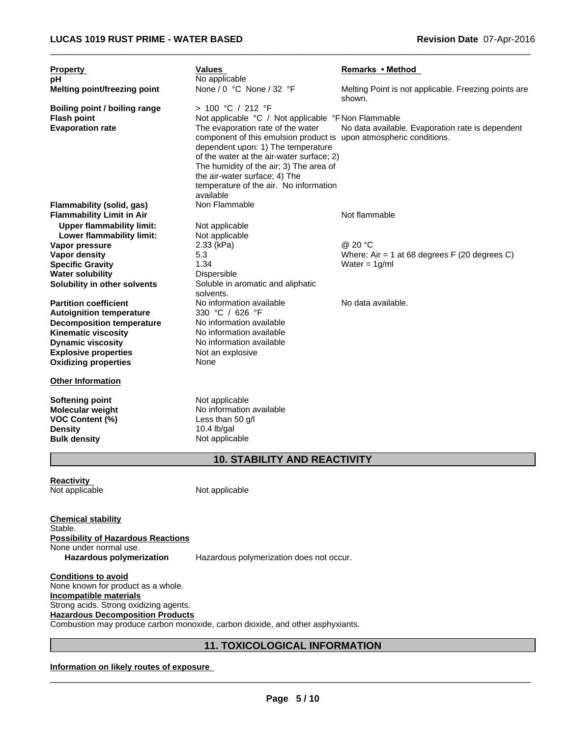| Property | Values | Remarks • Method |
|---|---|---|
| **pH** | No applicable | |
| **Melting point/freezing point** | None / 0 °C None / 32 °F | Melting Point is not applicable. Freezing points are shown. |
| **Boiling point / boiling range** | > 100 °C / 212 °F | |
| **Flash point** | Not applicable °C / Not applicable °F | Non Flammable |
| **Evaporation rate** | The evaporation rate of the water component of this emulsion product is dependent upon: 1) The temperature of the water at the air-water surface; 2) The humidity of the air; 3) The area of the air-water surface; 4) The temperature of the air. No information available | No data available. Evaporation rate is dependent upon atmospheric conditions. |
| **Flammability (solid, gas)** | Non Flammable | |
| **Flammability Limit in Air** | | Not flammable |
| **Upper flammability limit:** | Not applicable | |
| **Lower flammability limit:** | Not applicable | |
| **Vapor pressure** | 2.33 (kPa) | @ 20 °C |
| **Vapor density** | 5.3 | Where: Air = 1 at 68 degrees F (20 degrees C) |
| **Specific Gravity** | 1.34 | Water = 1g/ml |
| **Water solubility** | Dispersible | |
| **Solubility in other solvents** | Soluble in aromatic and aliphatic solvents. | |
| **Partition coefficient** | No information available | No data available. |
| **Autoignition temperature** | 330 °C / 626 °F | |
| **Decomposition temperature** | No information available | |
| **Kinematic viscosity** | No information available | |
| **Dynamic viscosity** | No information available | |
| **Explosive properties** | Not an explosive | |
| **Oxidizing properties** | None | |

**Other Information**

| | |
|---|---|
| **Softening point** | Not applicable |
| **Molecular weight** | No information available |
| **VOC Content (%)** | Less than 50 g/l |
| **Density** | 10.4 lb/gal |
| **Bulk density** | Not applicable |

## 10. STABILITY AND REACTIVITY

**Reactivity**

Not applicable Not applicable

**Chemical stability**

Stable.

**Possibility of Hazardous Reactions**

None under normal use.

**Hazardous polymerization** Hazardous polymerization does not occur.

**Conditions to avoid**

None known for product as a whole.

**Incompatible materials**

Strong acids. Strong oxidizing agents.

**Hazardous Decomposition Products**

Combustion may produce carbon monoxide, carbon dioxide, and other asphyxiants.

## 11. TOXICOLOGICAL INFORMATION

**Information on likely routes of exposure**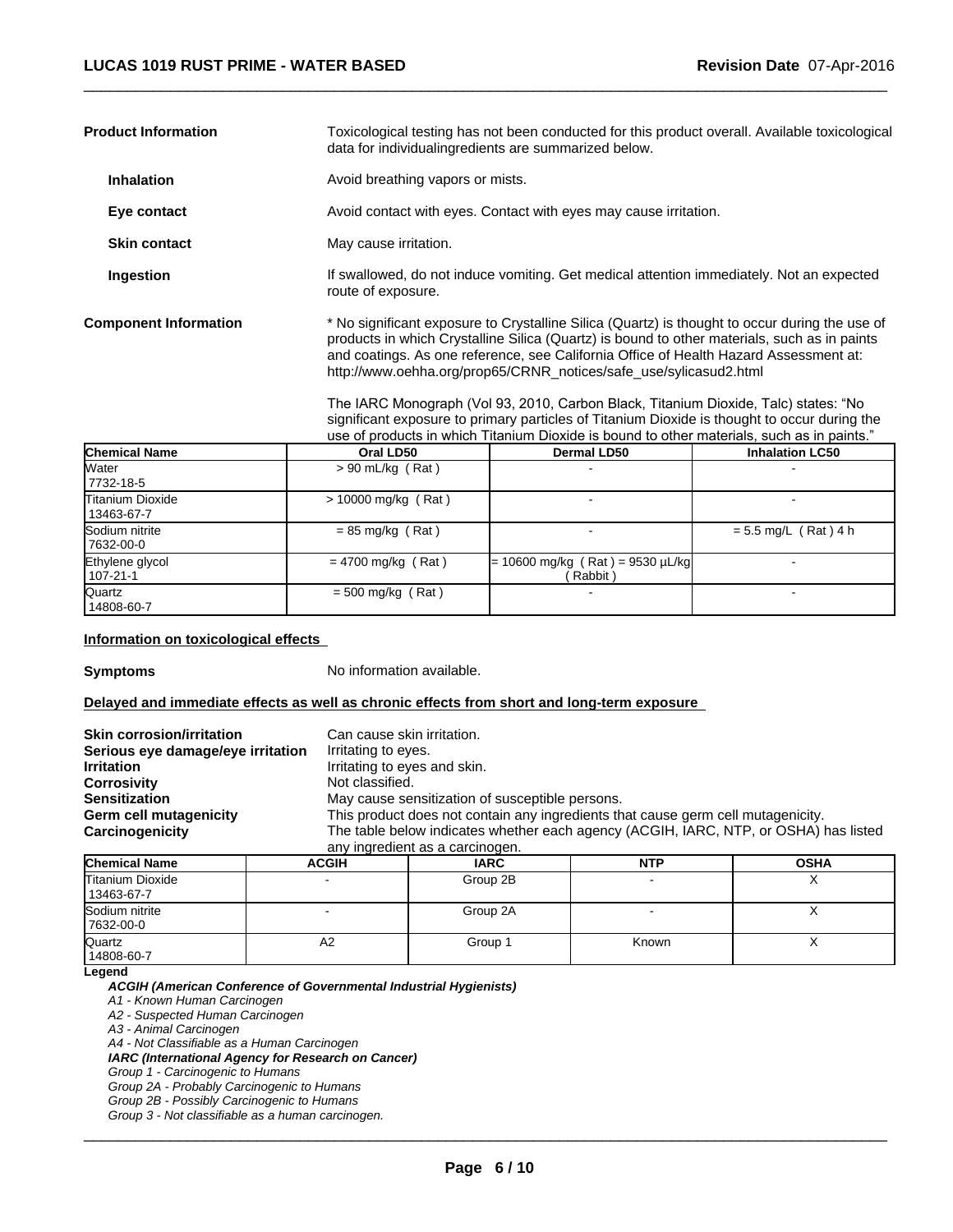**Product Information**

Toxicological testing has not been conducted for this product overall. Available toxicological data for individualingredients are summarized below.

**Inhalation** Avoid breathing vapors or mists.

**Eye contact** Avoid contact with eyes. Contact with eyes may cause irritation.

**Skin contact** May cause irritation.

**Ingestion** If swallowed, do not induce vomiting. Get medical attention immediately. Not an expected route of exposure.

**Component Information**

* No significant exposure to Crystalline Silica (Quartz) is thought to occur during the use of products in which Crystalline Silica (Quartz) is bound to other materials, such as in paints and coatings. As one reference, see California Office of Health Hazard Assessment at: http://www.oehha.org/prop65/CRNR_notices/safe_use/sylicasud2.html

The IARC Monograph (Vol 93, 2010, Carbon Black, Titanium Dioxide, Talc) states: "No significant exposure to primary particles of Titanium Dioxide is thought to occur during the use of products in which Titanium Dioxide is bound to other materials, such as in paints."

| Chemical Name | Oral LD50 | Dermal LD50 | Inhalation LC50 |
|---|---|---|---|
| Water<br>7732-18-5 | > 90 mL/kg ( Rat ) | - | - |
| Titanium Dioxide<br>13463-67-7 | > 10000 mg/kg ( Rat ) | - | - |
| Sodium nitrite<br>7632-00-0 | = 85 mg/kg ( Rat ) | - | = 5.5 mg/L ( Rat ) 4 h |
| Ethylene glycol<br>107-21-1 | = 4700 mg/kg ( Rat ) | = 10600 mg/kg ( Rat ) = 9530 µL/kg ( Rabbit ) | - |
| Quartz<br>14808-60-7 | = 500 mg/kg ( Rat ) | - | - |

**Information on toxicological effects**

**Symptoms** No information available.

**Delayed and immediate effects as well as chronic effects from short and long-term exposure**

**Skin corrosion/irritation** Can cause skin irritation.
**Serious eye damage/eye irritation** Irritating to eyes.
**Irritation** Irritating to eyes and skin.
**Corrosivity** Not classified.
**Sensitization** May cause sensitization of susceptible persons.
**Germ cell mutagenicity** This product does not contain any ingredients that cause germ cell mutagenicity.
**Carcinogenicity** The table below indicates whether each agency (ACGIH, IARC, NTP, or OSHA) has listed any ingredient as a carcinogen.

| Chemical Name | ACGIH | IARC | NTP | OSHA |
|---|---|---|---|---|
| Titanium Dioxide<br>13463-67-7 | - | Group 2B | - | X |
| Sodium nitrite<br>7632-00-0 | - | Group 2A | - | X |
| Quartz<br>14808-60-7 | A2 | Group 1 | Known | X |

**Legend**

***ACGIH (American Conference of Governmental Industrial Hygienists)***
*A1 - Known Human Carcinogen*
*A2 - Suspected Human Carcinogen*
*A3 - Animal Carcinogen*
*A4 - Not Classifiable as a Human Carcinogen*
***IARC (International Agency for Research on Cancer)***
*Group 1 - Carcinogenic to Humans*
*Group 2A - Probably Carcinogenic to Humans*
*Group 2B - Possibly Carcinogenic to Humans*
*Group 3 - Not classifiable as a human carcinogen.*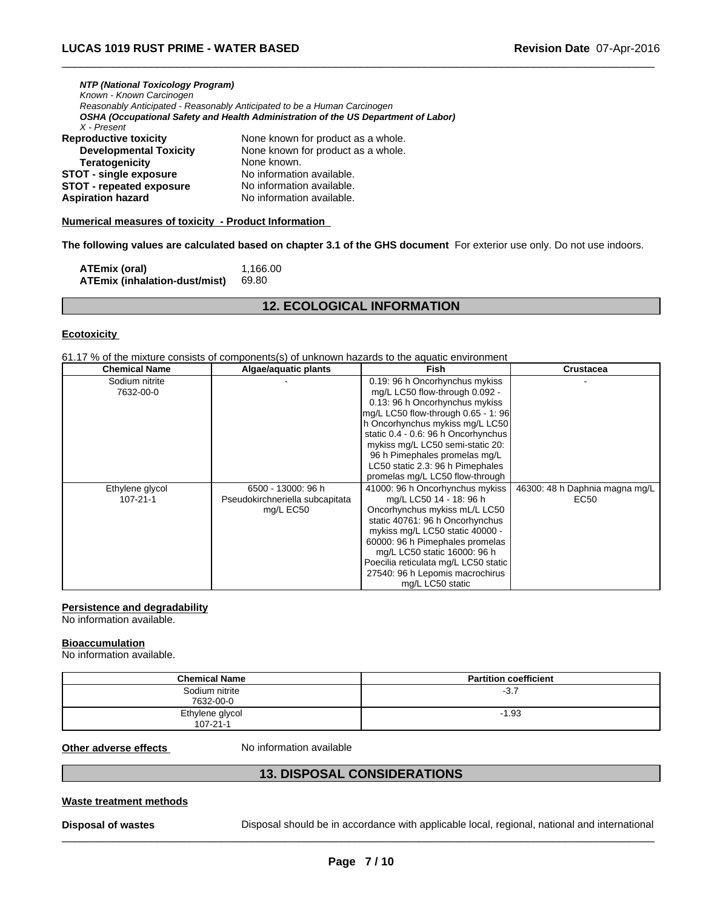*NTP (National Toxicology Program)*
*Known - Known Carcinogen*
*Reasonably Anticipated - Reasonably Anticipated to be a Human Carcinogen*
*OSHA (Occupational Safety and Health Administration of the US Department of Labor)*
*X - Present*

**Reproductive toxicity** None known for product as a whole.
**Developmental Toxicity** None known for product as a whole.
**Teratogenicity** None known.
**STOT - single exposure** No information available.
**STOT - repeated exposure** No information available.
**Aspiration hazard** No information available.

**Numerical measures of toxicity - Product Information**

**The following values are calculated based on chapter 3.1 of the GHS document** For exterior use only. Do not use indoors.

**ATEmix (oral)** 1,166.00
**ATEmix (inhalation-dust/mist)** 69.80

## 12. ECOLOGICAL INFORMATION

**Ecotoxicity**

61.17 % of the mixture consists of components(s) of unknown hazards to the aquatic environment

| Chemical Name | Algae/aquatic plants | Fish | Crustacea |
|---|---|---|---|
| Sodium nitrite 7632-00-0 | - | 0.19: 96 h Oncorhynchus mykiss mg/L LC50 flow-through 0.092 - 0.13: 96 h Oncorhynchus mykiss mg/L LC50 flow-through 0.65 - 1: 96 h Oncorhynchus mykiss mg/L LC50 static 0.4 - 0.6: 96 h Oncorhynchus mykiss mg/L LC50 semi-static 20: 96 h Pimephales promelas mg/L LC50 static 2.3: 96 h Pimephales promelas mg/L LC50 flow-through | - |
| Ethylene glycol 107-21-1 | 6500 - 13000: 96 h Pseudokirchneriella subcapitata mg/L EC50 | 41000: 96 h Oncorhynchus mykiss mg/L LC50 14 - 18: 96 h Oncorhynchus mykiss mL/L LC50 static 40761: 96 h Oncorhynchus mykiss mg/L LC50 static 40000 - 60000: 96 h Pimephales promelas mg/L LC50 static 16000: 96 h Poecilia reticulata mg/L LC50 static 27540: 96 h Lepomis macrochirus mg/L LC50 static | 46300: 48 h Daphnia magna mg/L EC50 |

**Persistence and degradability**
No information available.

**Bioaccumulation**
No information available.

| Chemical Name | Partition coefficient |
|---|---|
| Sodium nitrite 7632-00-0 | -3.7 |
| Ethylene glycol 107-21-1 | -1.93 |

**Other adverse effects** No information available

## 13. DISPOSAL CONSIDERATIONS

**Waste treatment methods**

**Disposal of wastes** Disposal should be in accordance with applicable local, regional, national and international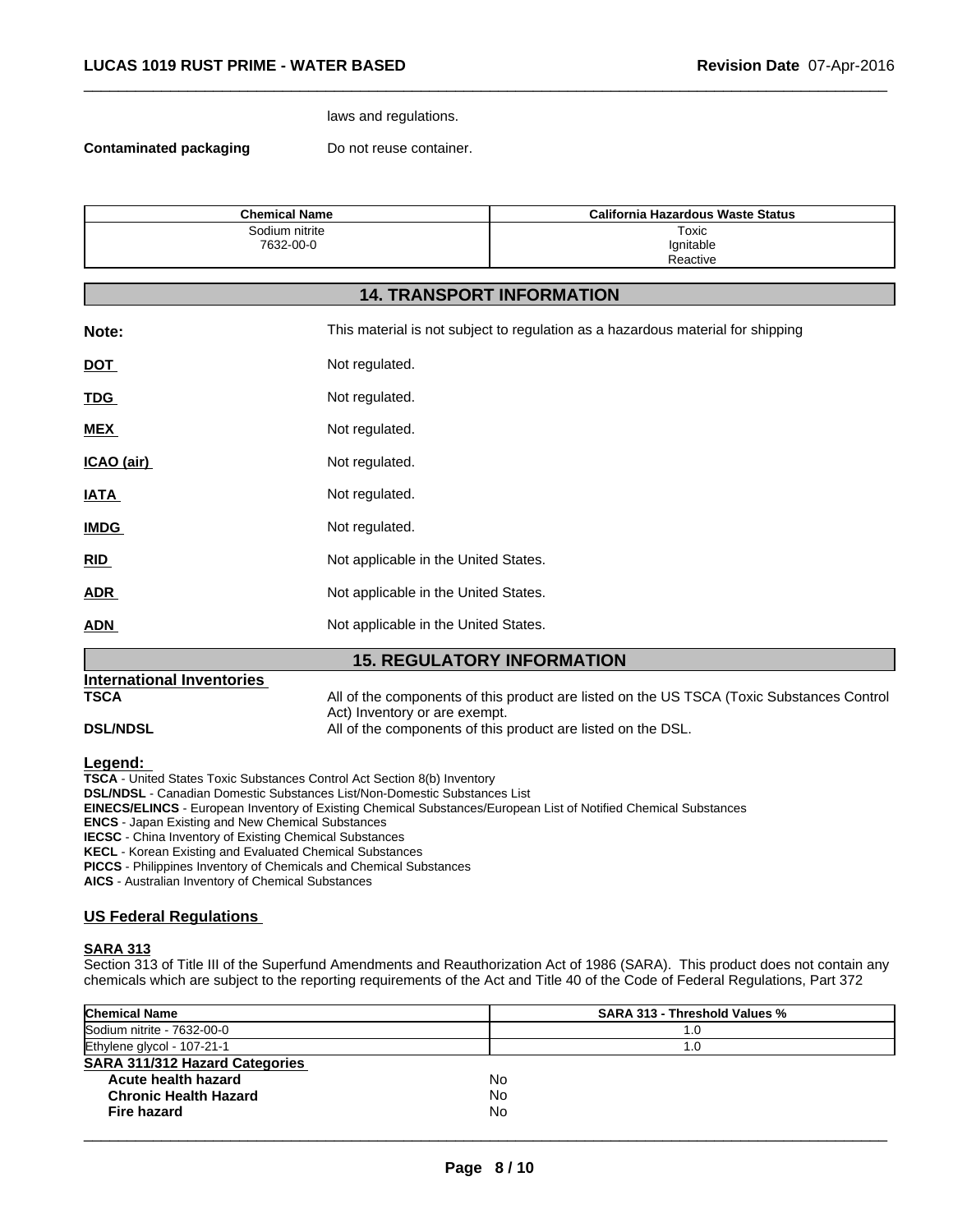laws and regulations.

**Contaminated packaging** Do not reuse container.

| Chemical Name | California Hazardous Waste Status |
|---|---|
| Sodium nitrite<br>7632-00-0 | Toxic<br>Ignitable<br>Reactive |

## 14. TRANSPORT INFORMATION

| | |
|---|---|
| **Note:** | This material is not subject to regulation as a hazardous material for shipping |
| **DOT** | Not regulated. |
| **TDG** | Not regulated. |
| **MEX** | Not regulated. |
| **ICAO (air)** | Not regulated. |
| **IATA** | Not regulated. |
| **IMDG** | Not regulated. |
| **RID** | Not applicable in the United States. |
| **ADR** | Not applicable in the United States. |
| **ADN** | Not applicable in the United States. |

## 15. REGULATORY INFORMATION

**International Inventories**

**TSCA** All of the components of this product are listed on the US TSCA (Toxic Substances Control Act) Inventory or are exempt.

**DSL/NDSL** All of the components of this product are listed on the DSL.

**Legend:**

**TSCA** - United States Toxic Substances Control Act Section 8(b) Inventory
**DSL/NDSL** - Canadian Domestic Substances List/Non-Domestic Substances List
**EINECS/ELINCS** - European Inventory of Existing Chemical Substances/European List of Notified Chemical Substances
**ENCS** - Japan Existing and New Chemical Substances
**IECSC** - China Inventory of Existing Chemical Substances
**KECL** - Korean Existing and Evaluated Chemical Substances
**PICCS** - Philippines Inventory of Chemicals and Chemical Substances
**AICS** - Australian Inventory of Chemical Substances

### US Federal Regulations

**SARA 313**

Section 313 of Title III of the Superfund Amendments and Reauthorization Act of 1986 (SARA). This product does not contain any chemicals which are subject to the reporting requirements of the Act and Title 40 of the Code of Federal Regulations, Part 372

| Chemical Name | SARA 313 - Threshold Values % |
|---|---|
| Sodium nitrite - 7632-00-0 | 1.0 |
| Ethylene glycol - 107-21-1 | 1.0 |

**SARA 311/312 Hazard Categories**

| | |
|---|---|
| **Acute health hazard** | No |
| **Chronic Health Hazard** | No |
| **Fire hazard** | No |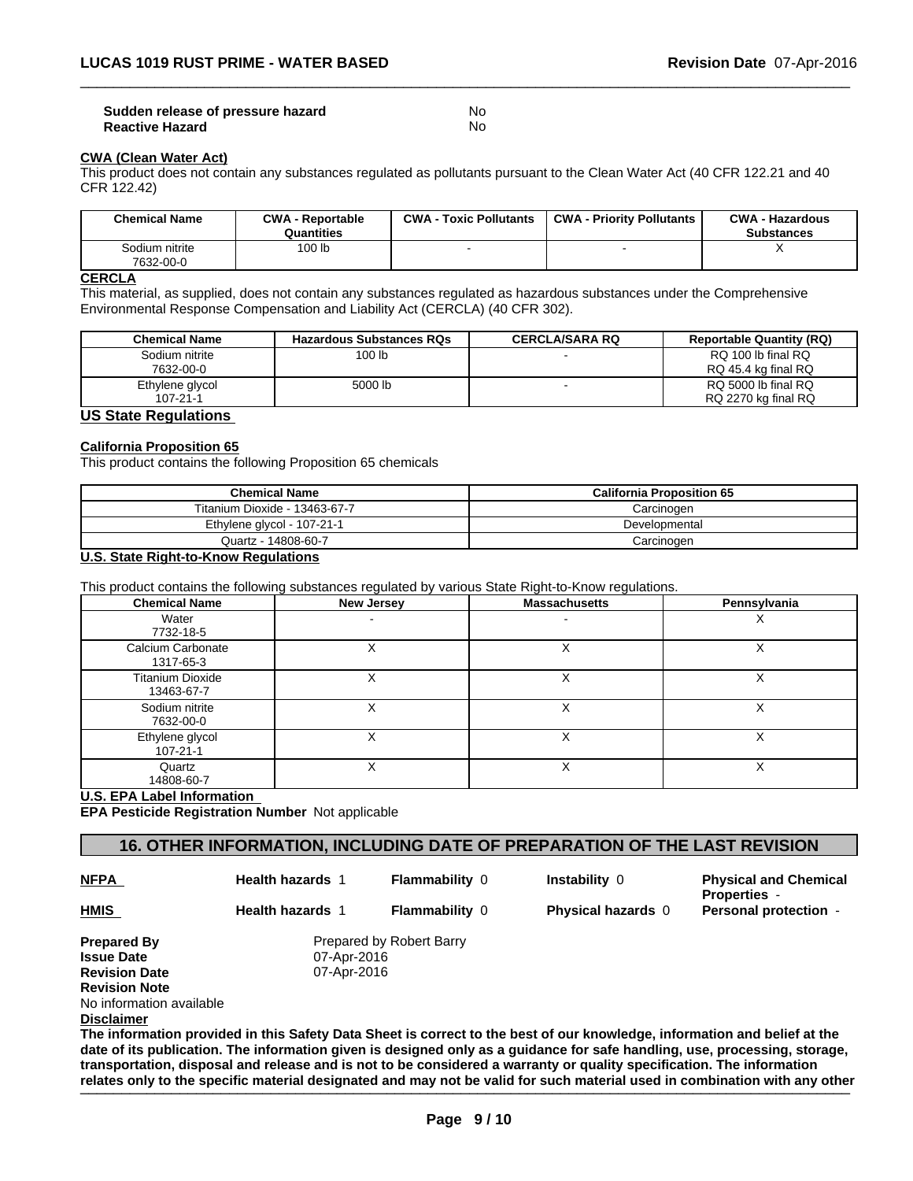| | |
|---|---|
| **Sudden release of pressure hazard** | No |
| **Reactive Hazard** | No |

**CWA (Clean Water Act)**

This product does not contain any substances regulated as pollutants pursuant to the Clean Water Act (40 CFR 122.21 and 40 CFR 122.42)

| Chemical Name | CWA - Reportable Quantities | CWA - Toxic Pollutants | CWA - Priority Pollutants | CWA - Hazardous Substances |
|---|---|---|---|---|
| Sodium nitrite 7632-00-0 | 100 lb | - | - | X |

**CERCLA**

This material, as supplied, does not contain any substances regulated as hazardous substances under the Comprehensive Environmental Response Compensation and Liability Act (CERCLA) (40 CFR 302).

| Chemical Name | Hazardous Substances RQs | CERCLA/SARA RQ | Reportable Quantity (RQ) |
|---|---|---|---|
| Sodium nitrite 7632-00-0 | 100 lb | - | RQ 100 lb final RQ RQ 45.4 kg final RQ |
| Ethylene glycol 107-21-1 | 5000 lb | - | RQ 5000 lb final RQ RQ 2270 kg final RQ |

## US State Regulations

**California Proposition 65**

This product contains the following Proposition 65 chemicals

| Chemical Name | California Proposition 65 |
|---|---|
| Titanium Dioxide - 13463-67-7 | Carcinogen |
| Ethylene glycol - 107-21-1 | Developmental |
| Quartz - 14808-60-7 | Carcinogen |

**U.S. State Right-to-Know Regulations**

This product contains the following substances regulated by various State Right-to-Know regulations.

| Chemical Name | New Jersey | Massachusetts | Pennsylvania |
|---|---|---|---|
| Water 7732-18-5 | - | - | X |
| Calcium Carbonate 1317-65-3 | X | X | X |
| Titanium Dioxide 13463-67-7 | X | X | X |
| Sodium nitrite 7632-00-0 | X | X | X |
| Ethylene glycol 107-21-1 | X | X | X |
| Quartz 14808-60-7 | X | X | X |

**U.S. EPA Label Information**

**EPA Pesticide Registration Number** Not applicable

## 16. OTHER INFORMATION, INCLUDING DATE OF PREPARATION OF THE LAST REVISION

| | | | | |
|---|---|---|---|---|
| **NFPA** | **Health hazards** 1 | **Flammability** 0 | **Instability** 0 | **Physical and Chemical Properties** - |
| **HMIS** | **Health hazards** 1 | **Flammability** 0 | **Physical hazards** 0 | **Personal protection** - |

**Prepared By** Prepared by Robert Barry
**Issue Date** 07-Apr-2016
**Revision Date** 07-Apr-2016
**Revision Note**
No information available

**Disclaimer**

**The information provided in this Safety Data Sheet is correct to the best of our knowledge, information and belief at the date of its publication. The information given is designed only as a guidance for safe handling, use, processing, storage, transportation, disposal and release and is not to be considered a warranty or quality specification. The information relates only to the specific material designated and may not be valid for such material used in combination with any other**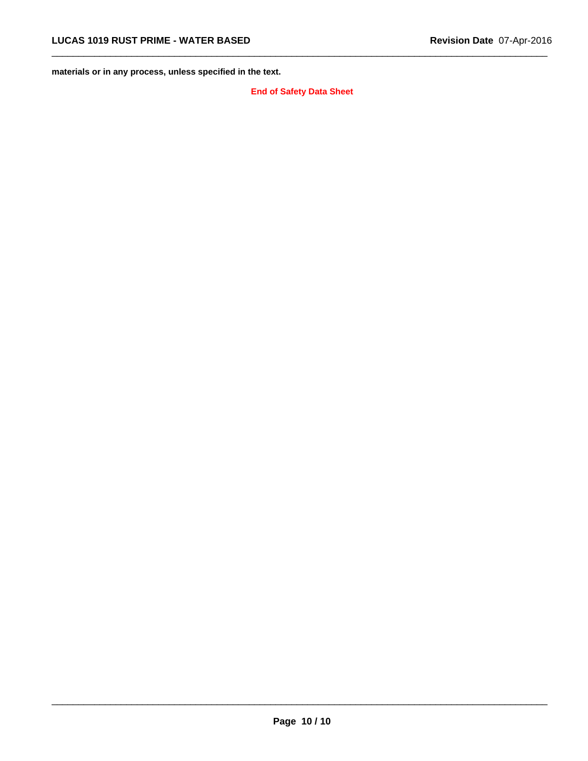**materials or in any process, unless specified in the text.**

**End of Safety Data Sheet**